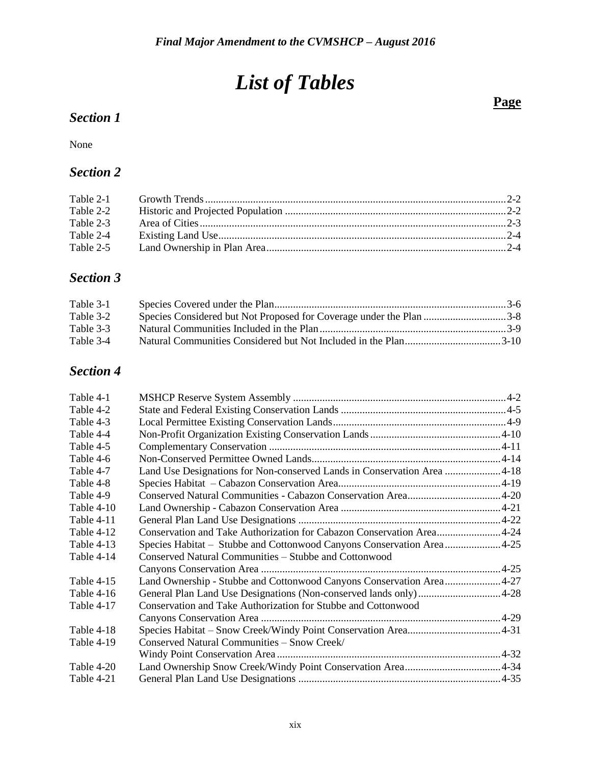# *List of Tables*

**Page**

## *Section 1*

None

## *Section 2*

| | | |
|---|---|---|
| Table 2-1 | Growth Trends | 2-2 |
| Table 2-2 | Historic and Projected Population | 2-2 |
| Table 2-3 | Area of Cities | 2-3 |
| Table 2-4 | Existing Land Use | 2-4 |
| Table 2-5 | Land Ownership in Plan Area | 2-4 |

## *Section 3*

| | | |
|---|---|---|
| Table 3-1 | Species Covered under the Plan | 3-6 |
| Table 3-2 | Species Considered but Not Proposed for Coverage under the Plan | 3-8 |
| Table 3-3 | Natural Communities Included in the Plan | 3-9 |
| Table 3-4 | Natural Communities Considered but Not Included in the Plan | 3-10 |

## *Section 4*

| | | |
|---|---|---|
| Table 4-1 | MSHCP Reserve System Assembly | 4-2 |
| Table 4-2 | State and Federal Existing Conservation Lands | 4-5 |
| Table 4-3 | Local Permittee Existing Conservation Lands | 4-9 |
| Table 4-4 | Non-Profit Organization Existing Conservation Lands | 4-10 |
| Table 4-5 | Complementary Conservation | 4-11 |
| Table 4-6 | Non-Conserved Permittee Owned Lands | 4-14 |
| Table 4-7 | Land Use Designations for Non-conserved Lands in Conservation Area | 4-18 |
| Table 4-8 | Species Habitat – Cabazon Conservation Area | 4-19 |
| Table 4-9 | Conserved Natural Communities - Cabazon Conservation Area | 4-20 |
| Table 4-10 | Land Ownership - Cabazon Conservation Area | 4-21 |
| Table 4-11 | General Plan Land Use Designations | 4-22 |
| Table 4-12 | Conservation and Take Authorization for Cabazon Conservation Area | 4-24 |
| Table 4-13 | Species Habitat – Stubbe and Cottonwood Canyons Conservation Area | 4-25 |
| Table 4-14 | Conserved Natural Communities – Stubbe and Cottonwood Canyons Conservation Area | 4-25 |
| Table 4-15 | Land Ownership - Stubbe and Cottonwood Canyons Conservation Area | 4-27 |
| Table 4-16 | General Plan Land Use Designations (Non-conserved lands only) | 4-28 |
| Table 4-17 | Conservation and Take Authorization for Stubbe and Cottonwood Canyons Conservation Area | 4-29 |
| Table 4-18 | Species Habitat – Snow Creek/Windy Point Conservation Area | 4-31 |
| Table 4-19 | Conserved Natural Communities – Snow Creek/ Windy Point Conservation Area | 4-32 |
| Table 4-20 | Land Ownership Snow Creek/Windy Point Conservation Area | 4-34 |
| Table 4-21 | General Plan Land Use Designations | 4-35 |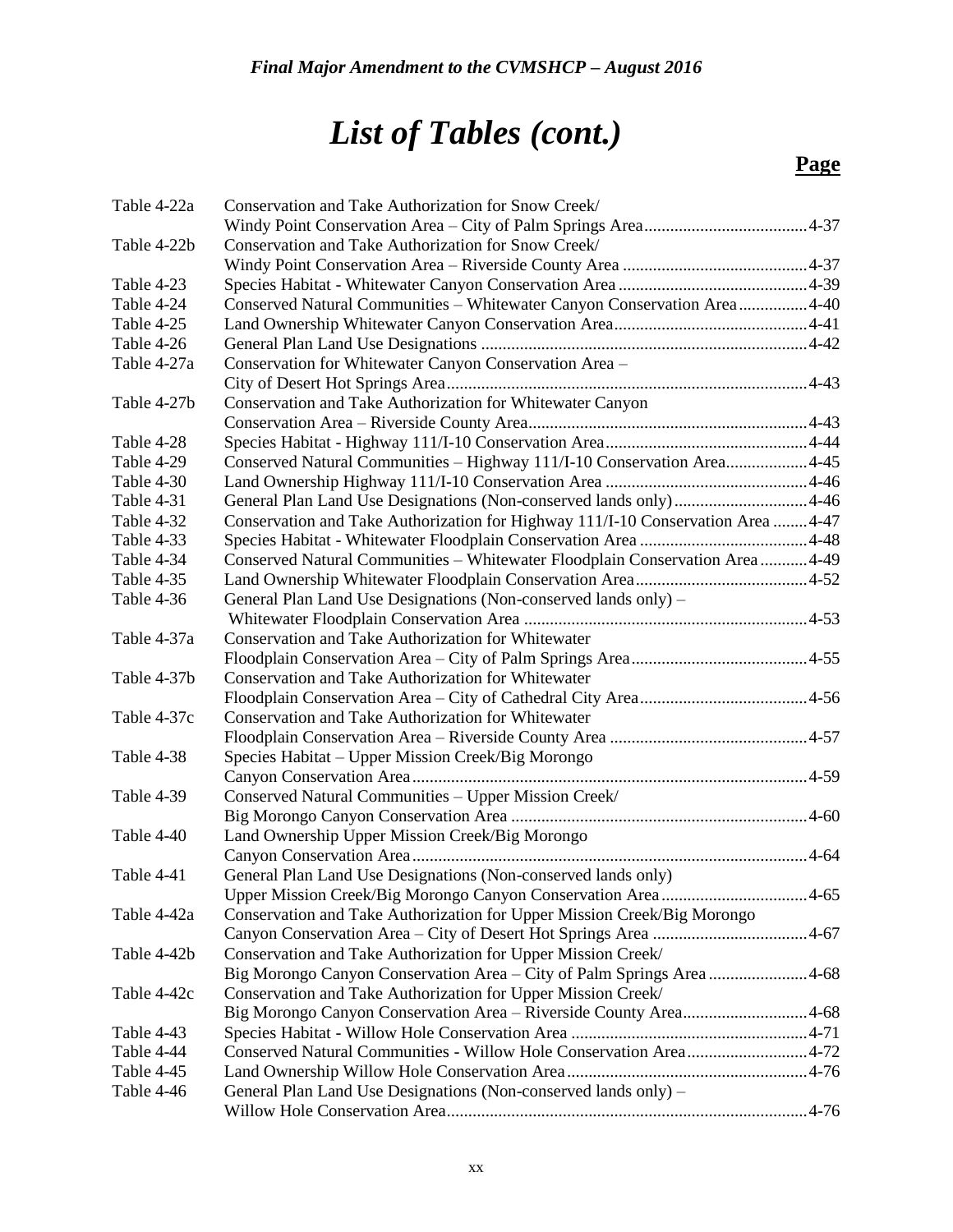# List of Tables (cont.)

| | | Page |
|---|---|---|
| Table 4-22a | Conservation and Take Authorization for Snow Creek/ Windy Point Conservation Area – City of Palm Springs Area | 4-37 |
| Table 4-22b | Conservation and Take Authorization for Snow Creek/ Windy Point Conservation Area – Riverside County Area | 4-37 |
| Table 4-23 | Species Habitat - Whitewater Canyon Conservation Area | 4-39 |
| Table 4-24 | Conserved Natural Communities – Whitewater Canyon Conservation Area | 4-40 |
| Table 4-25 | Land Ownership Whitewater Canyon Conservation Area | 4-41 |
| Table 4-26 | General Plan Land Use Designations | 4-42 |
| Table 4-27a | Conservation for Whitewater Canyon Conservation Area – City of Desert Hot Springs Area | 4-43 |
| Table 4-27b | Conservation and Take Authorization for Whitewater Canyon Conservation Area – Riverside County Area | 4-43 |
| Table 4-28 | Species Habitat - Highway 111/I-10 Conservation Area | 4-44 |
| Table 4-29 | Conserved Natural Communities – Highway 111/I-10 Conservation Area | 4-45 |
| Table 4-30 | Land Ownership Highway 111/I-10 Conservation Area | 4-46 |
| Table 4-31 | General Plan Land Use Designations (Non-conserved lands only) | 4-46 |
| Table 4-32 | Conservation and Take Authorization for Highway 111/I-10 Conservation Area | 4-47 |
| Table 4-33 | Species Habitat - Whitewater Floodplain Conservation Area | 4-48 |
| Table 4-34 | Conserved Natural Communities – Whitewater Floodplain Conservation Area | 4-49 |
| Table 4-35 | Land Ownership Whitewater Floodplain Conservation Area | 4-52 |
| Table 4-36 | General Plan Land Use Designations (Non-conserved lands only) – Whitewater Floodplain Conservation Area | 4-53 |
| Table 4-37a | Conservation and Take Authorization for Whitewater Floodplain Conservation Area – City of Palm Springs Area | 4-55 |
| Table 4-37b | Conservation and Take Authorization for Whitewater Floodplain Conservation Area – City of Cathedral City Area | 4-56 |
| Table 4-37c | Conservation and Take Authorization for Whitewater Floodplain Conservation Area – Riverside County Area | 4-57 |
| Table 4-38 | Species Habitat – Upper Mission Creek/Big Morongo Canyon Conservation Area | 4-59 |
| Table 4-39 | Conserved Natural Communities – Upper Mission Creek/ Big Morongo Canyon Conservation Area | 4-60 |
| Table 4-40 | Land Ownership Upper Mission Creek/Big Morongo Canyon Conservation Area | 4-64 |
| Table 4-41 | General Plan Land Use Designations (Non-conserved lands only) Upper Mission Creek/Big Morongo Canyon Conservation Area | 4-65 |
| Table 4-42a | Conservation and Take Authorization for Upper Mission Creek/Big Morongo Canyon Conservation Area – City of Desert Hot Springs Area | 4-67 |
| Table 4-42b | Conservation and Take Authorization for Upper Mission Creek/ Big Morongo Canyon Conservation Area – City of Palm Springs Area | 4-68 |
| Table 4-42c | Conservation and Take Authorization for Upper Mission Creek/ Big Morongo Canyon Conservation Area – Riverside County Area | 4-68 |
| Table 4-43 | Species Habitat - Willow Hole Conservation Area | 4-71 |
| Table 4-44 | Conserved Natural Communities - Willow Hole Conservation Area | 4-72 |
| Table 4-45 | Land Ownership Willow Hole Conservation Area | 4-76 |
| Table 4-46 | General Plan Land Use Designations (Non-conserved lands only) – Willow Hole Conservation Area | 4-76 |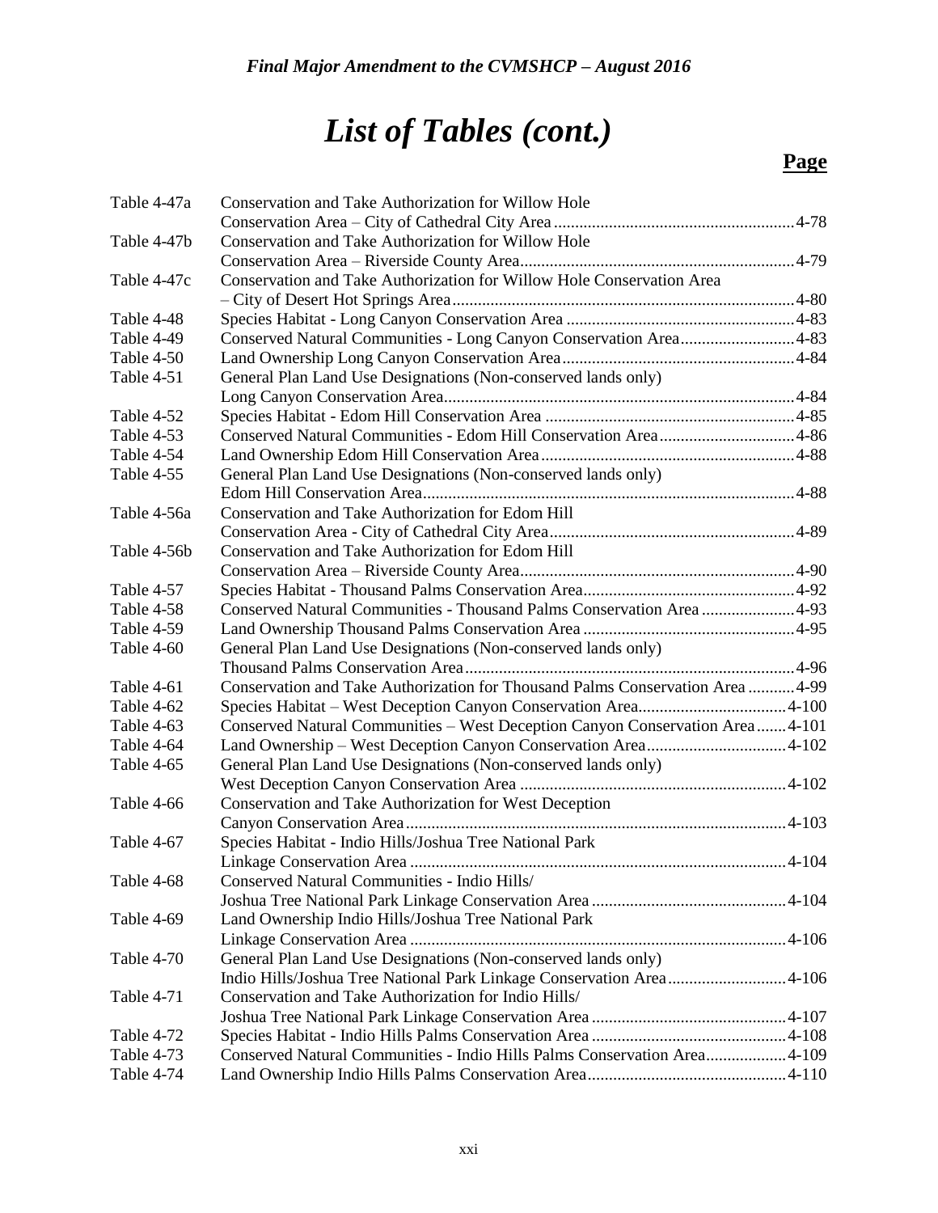# List of Tables (cont.)

| | | Page |
|---|---|---|
| Table 4-47a | Conservation and Take Authorization for Willow Hole Conservation Area – City of Cathedral City Area | 4-78 |
| Table 4-47b | Conservation and Take Authorization for Willow Hole Conservation Area – Riverside County Area | 4-79 |
| Table 4-47c | Conservation and Take Authorization for Willow Hole Conservation Area – City of Desert Hot Springs Area | 4-80 |
| Table 4-48 | Species Habitat - Long Canyon Conservation Area | 4-83 |
| Table 4-49 | Conserved Natural Communities - Long Canyon Conservation Area | 4-83 |
| Table 4-50 | Land Ownership Long Canyon Conservation Area | 4-84 |
| Table 4-51 | General Plan Land Use Designations (Non-conserved lands only) Long Canyon Conservation Area | 4-84 |
| Table 4-52 | Species Habitat - Edom Hill Conservation Area | 4-85 |
| Table 4-53 | Conserved Natural Communities - Edom Hill Conservation Area | 4-86 |
| Table 4-54 | Land Ownership Edom Hill Conservation Area | 4-88 |
| Table 4-55 | General Plan Land Use Designations (Non-conserved lands only) Edom Hill Conservation Area | 4-88 |
| Table 4-56a | Conservation and Take Authorization for Edom Hill Conservation Area - City of Cathedral City Area | 4-89 |
| Table 4-56b | Conservation and Take Authorization for Edom Hill Conservation Area – Riverside County Area | 4-90 |
| Table 4-57 | Species Habitat - Thousand Palms Conservation Area | 4-92 |
| Table 4-58 | Conserved Natural Communities - Thousand Palms Conservation Area | 4-93 |
| Table 4-59 | Land Ownership Thousand Palms Conservation Area | 4-95 |
| Table 4-60 | General Plan Land Use Designations (Non-conserved lands only) Thousand Palms Conservation Area | 4-96 |
| Table 4-61 | Conservation and Take Authorization for Thousand Palms Conservation Area | 4-99 |
| Table 4-62 | Species Habitat – West Deception Canyon Conservation Area | 4-100 |
| Table 4-63 | Conserved Natural Communities – West Deception Canyon Conservation Area | 4-101 |
| Table 4-64 | Land Ownership – West Deception Canyon Conservation Area | 4-102 |
| Table 4-65 | General Plan Land Use Designations (Non-conserved lands only) West Deception Canyon Conservation Area | 4-102 |
| Table 4-66 | Conservation and Take Authorization for West Deception Canyon Conservation Area | 4-103 |
| Table 4-67 | Species Habitat - Indio Hills/Joshua Tree National Park Linkage Conservation Area | 4-104 |
| Table 4-68 | Conserved Natural Communities - Indio Hills/ Joshua Tree National Park Linkage Conservation Area | 4-104 |
| Table 4-69 | Land Ownership Indio Hills/Joshua Tree National Park Linkage Conservation Area | 4-106 |
| Table 4-70 | General Plan Land Use Designations (Non-conserved lands only) Indio Hills/Joshua Tree National Park Linkage Conservation Area | 4-106 |
| Table 4-71 | Conservation and Take Authorization for Indio Hills/ Joshua Tree National Park Linkage Conservation Area | 4-107 |
| Table 4-72 | Species Habitat - Indio Hills Palms Conservation Area | 4-108 |
| Table 4-73 | Conserved Natural Communities - Indio Hills Palms Conservation Area | 4-109 |
| Table 4-74 | Land Ownership Indio Hills Palms Conservation Area | 4-110 |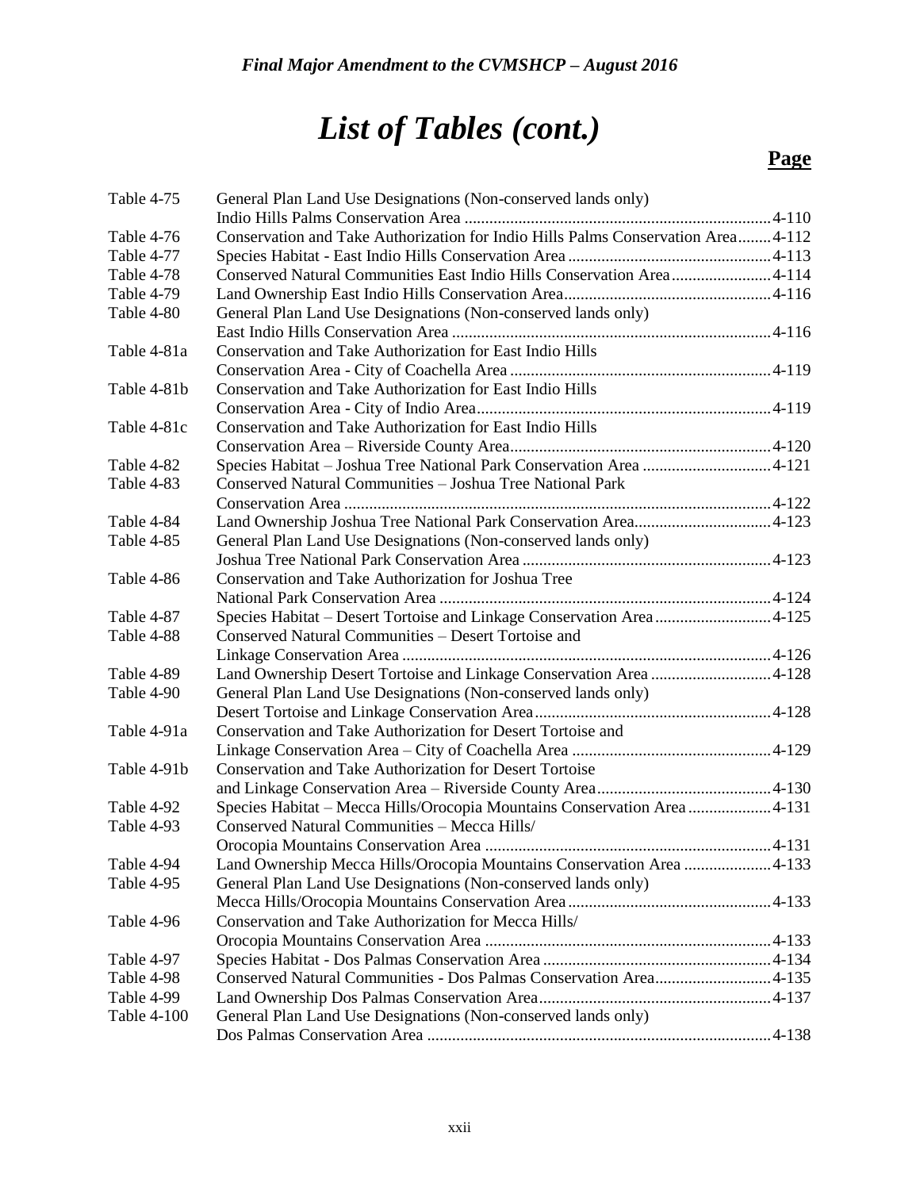# List of Tables (cont.)

| | | **Page** |
|---|---|---|
| Table 4-75 | General Plan Land Use Designations (Non-conserved lands only) Indio Hills Palms Conservation Area | 4-110 |
| Table 4-76 | Conservation and Take Authorization for Indio Hills Palms Conservation Area | 4-112 |
| Table 4-77 | Species Habitat - East Indio Hills Conservation Area | 4-113 |
| Table 4-78 | Conserved Natural Communities East Indio Hills Conservation Area | 4-114 |
| Table 4-79 | Land Ownership East Indio Hills Conservation Area | 4-116 |
| Table 4-80 | General Plan Land Use Designations (Non-conserved lands only) East Indio Hills Conservation Area | 4-116 |
| Table 4-81a | Conservation and Take Authorization for East Indio Hills Conservation Area - City of Coachella Area | 4-119 |
| Table 4-81b | Conservation and Take Authorization for East Indio Hills Conservation Area - City of Indio Area | 4-119 |
| Table 4-81c | Conservation and Take Authorization for East Indio Hills Conservation Area – Riverside County Area | 4-120 |
| Table 4-82 | Species Habitat – Joshua Tree National Park Conservation Area | 4-121 |
| Table 4-83 | Conserved Natural Communities – Joshua Tree National Park Conservation Area | 4-122 |
| Table 4-84 | Land Ownership Joshua Tree National Park Conservation Area | 4-123 |
| Table 4-85 | General Plan Land Use Designations (Non-conserved lands only) Joshua Tree National Park Conservation Area | 4-123 |
| Table 4-86 | Conservation and Take Authorization for Joshua Tree National Park Conservation Area | 4-124 |
| Table 4-87 | Species Habitat – Desert Tortoise and Linkage Conservation Area | 4-125 |
| Table 4-88 | Conserved Natural Communities – Desert Tortoise and Linkage Conservation Area | 4-126 |
| Table 4-89 | Land Ownership Desert Tortoise and Linkage Conservation Area | 4-128 |
| Table 4-90 | General Plan Land Use Designations (Non-conserved lands only) Desert Tortoise and Linkage Conservation Area | 4-128 |
| Table 4-91a | Conservation and Take Authorization for Desert Tortoise and Linkage Conservation Area – City of Coachella Area | 4-129 |
| Table 4-91b | Conservation and Take Authorization for Desert Tortoise and Linkage Conservation Area – Riverside County Area | 4-130 |
| Table 4-92 | Species Habitat – Mecca Hills/Orocopia Mountains Conservation Area | 4-131 |
| Table 4-93 | Conserved Natural Communities – Mecca Hills/ Orocopia Mountains Conservation Area | 4-131 |
| Table 4-94 | Land Ownership Mecca Hills/Orocopia Mountains Conservation Area | 4-133 |
| Table 4-95 | General Plan Land Use Designations (Non-conserved lands only) Mecca Hills/Orocopia Mountains Conservation Area | 4-133 |
| Table 4-96 | Conservation and Take Authorization for Mecca Hills/ Orocopia Mountains Conservation Area | 4-133 |
| Table 4-97 | Species Habitat - Dos Palmas Conservation Area | 4-134 |
| Table 4-98 | Conserved Natural Communities - Dos Palmas Conservation Area | 4-135 |
| Table 4-99 | Land Ownership Dos Palmas Conservation Area | 4-137 |
| Table 4-100 | General Plan Land Use Designations (Non-conserved lands only) Dos Palmas Conservation Area | 4-138 |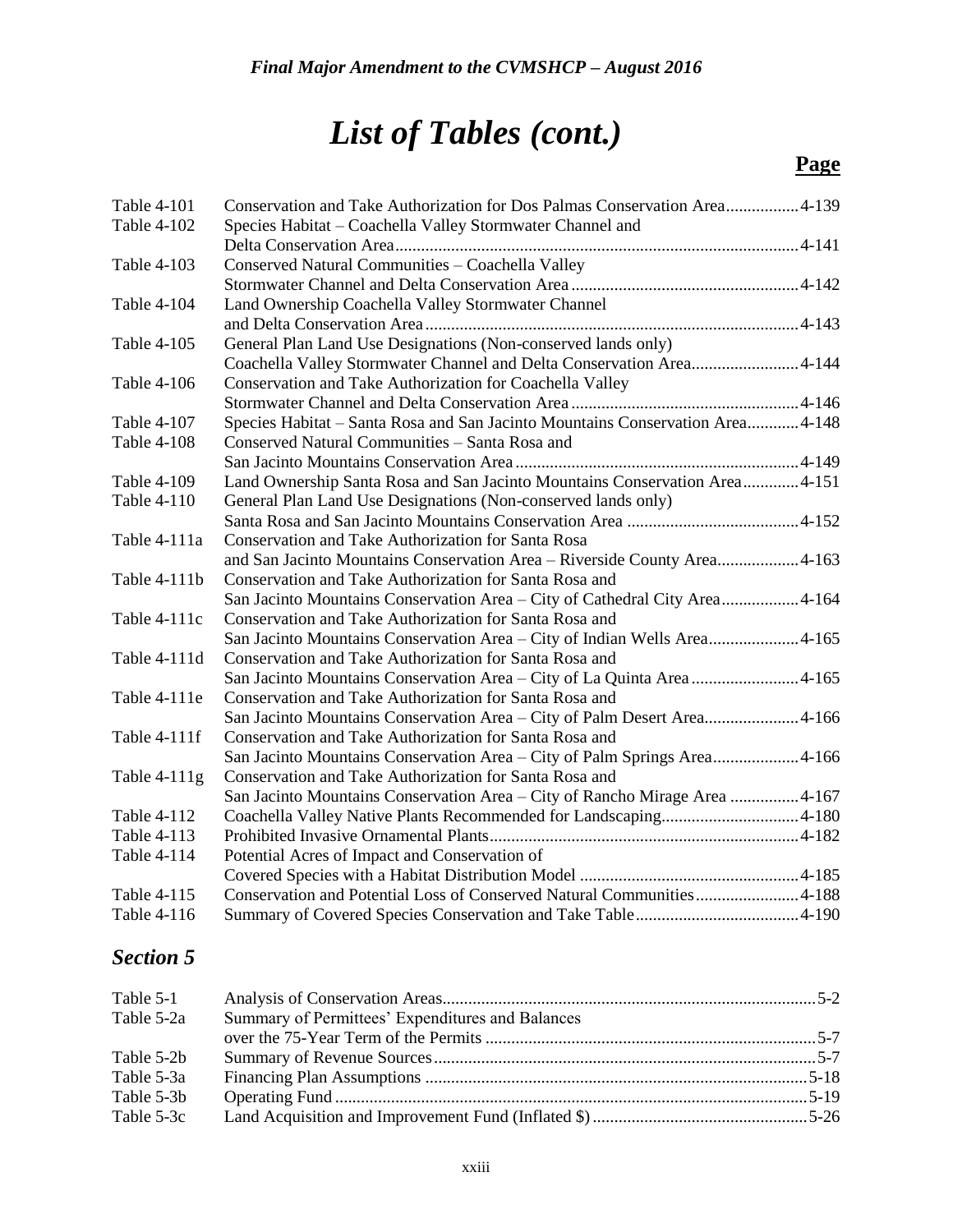# List of Tables (cont.)

| | | Page |
|---|---|---|
| Table 4-101 | Conservation and Take Authorization for Dos Palmas Conservation Area | 4-139 |
| Table 4-102 | Species Habitat – Coachella Valley Stormwater Channel and Delta Conservation Area | 4-141 |
| Table 4-103 | Conserved Natural Communities – Coachella Valley Stormwater Channel and Delta Conservation Area | 4-142 |
| Table 4-104 | Land Ownership Coachella Valley Stormwater Channel and Delta Conservation Area | 4-143 |
| Table 4-105 | General Plan Land Use Designations (Non-conserved lands only) Coachella Valley Stormwater Channel and Delta Conservation Area | 4-144 |
| Table 4-106 | Conservation and Take Authorization for Coachella Valley Stormwater Channel and Delta Conservation Area | 4-146 |
| Table 4-107 | Species Habitat – Santa Rosa and San Jacinto Mountains Conservation Area | 4-148 |
| Table 4-108 | Conserved Natural Communities – Santa Rosa and San Jacinto Mountains Conservation Area | 4-149 |
| Table 4-109 | Land Ownership Santa Rosa and San Jacinto Mountains Conservation Area | 4-151 |
| Table 4-110 | General Plan Land Use Designations (Non-conserved lands only) Santa Rosa and San Jacinto Mountains Conservation Area | 4-152 |
| Table 4-111a | Conservation and Take Authorization for Santa Rosa and San Jacinto Mountains Conservation Area – Riverside County Area | 4-163 |
| Table 4-111b | Conservation and Take Authorization for Santa Rosa and San Jacinto Mountains Conservation Area – City of Cathedral City Area | 4-164 |
| Table 4-111c | Conservation and Take Authorization for Santa Rosa and San Jacinto Mountains Conservation Area – City of Indian Wells Area | 4-165 |
| Table 4-111d | Conservation and Take Authorization for Santa Rosa and San Jacinto Mountains Conservation Area – City of La Quinta Area | 4-165 |
| Table 4-111e | Conservation and Take Authorization for Santa Rosa and San Jacinto Mountains Conservation Area – City of Palm Desert Area | 4-166 |
| Table 4-111f | Conservation and Take Authorization for Santa Rosa and San Jacinto Mountains Conservation Area – City of Palm Springs Area | 4-166 |
| Table 4-111g | Conservation and Take Authorization for Santa Rosa and San Jacinto Mountains Conservation Area – City of Rancho Mirage Area | 4-167 |
| Table 4-112 | Coachella Valley Native Plants Recommended for Landscaping | 4-180 |
| Table 4-113 | Prohibited Invasive Ornamental Plants | 4-182 |
| Table 4-114 | Potential Acres of Impact and Conservation of Covered Species with a Habitat Distribution Model | 4-185 |
| Table 4-115 | Conservation and Potential Loss of Conserved Natural Communities | 4-188 |
| Table 4-116 | Summary of Covered Species Conservation and Take Table | 4-190 |

## Section 5

| | | |
|---|---|---|
| Table 5-1 | Analysis of Conservation Areas | 5-2 |
| Table 5-2a | Summary of Permittees' Expenditures and Balances over the 75-Year Term of the Permits | 5-7 |
| Table 5-2b | Summary of Revenue Sources | 5-7 |
| Table 5-3a | Financing Plan Assumptions | 5-18 |
| Table 5-3b | Operating Fund | 5-19 |
| Table 5-3c | Land Acquisition and Improvement Fund (Inflated $) | 5-26 |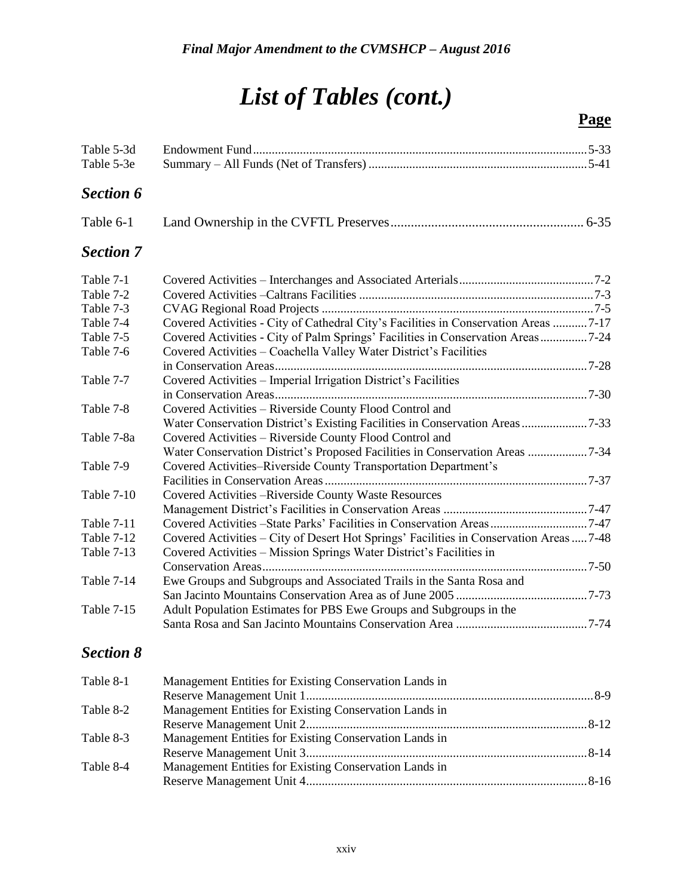# *List of Tables (cont.)*

**Page**

| | | |
|---|---|---|
| Table 5-3d | Endowment Fund | 5-33 |
| Table 5-3e | Summary – All Funds (Net of Transfers) | 5-41 |

## *Section 6*

| | | |
|---|---|---|
| Table 6-1 | Land Ownership in the CVFTL Preserves | 6-35 |

## *Section 7*

| | | |
|---|---|---|
| Table 7-1 | Covered Activities – Interchanges and Associated Arterials | 7-2 |
| Table 7-2 | Covered Activities –Caltrans Facilities | 7-3 |
| Table 7-3 | CVAG Regional Road Projects | 7-5 |
| Table 7-4 | Covered Activities - City of Cathedral City's Facilities in Conservation Areas | 7-17 |
| Table 7-5 | Covered Activities - City of Palm Springs' Facilities in Conservation Areas | 7-24 |
| Table 7-6 | Covered Activities – Coachella Valley Water District's Facilities in Conservation Areas | 7-28 |
| Table 7-7 | Covered Activities – Imperial Irrigation District's Facilities in Conservation Areas | 7-30 |
| Table 7-8 | Covered Activities – Riverside County Flood Control and Water Conservation District's Existing Facilities in Conservation Areas | 7-33 |
| Table 7-8a | Covered Activities – Riverside County Flood Control and Water Conservation District's Proposed Facilities in Conservation Areas | 7-34 |
| Table 7-9 | Covered Activities–Riverside County Transportation Department's Facilities in Conservation Areas | 7-37 |
| Table 7-10 | Covered Activities –Riverside County Waste Resources Management District's Facilities in Conservation Areas | 7-47 |
| Table 7-11 | Covered Activities –State Parks' Facilities in Conservation Areas | 7-47 |
| Table 7-12 | Covered Activities – City of Desert Hot Springs' Facilities in Conservation Areas | 7-48 |
| Table 7-13 | Covered Activities – Mission Springs Water District's Facilities in Conservation Areas | 7-50 |
| Table 7-14 | Ewe Groups and Subgroups and Associated Trails in the Santa Rosa and San Jacinto Mountains Conservation Area as of June 2005 | 7-73 |
| Table 7-15 | Adult Population Estimates for PBS Ewe Groups and Subgroups in the Santa Rosa and San Jacinto Mountains Conservation Area | 7-74 |

## *Section 8*

| | | |
|---|---|---|
| Table 8-1 | Management Entities for Existing Conservation Lands in Reserve Management Unit 1 | 8-9 |
| Table 8-2 | Management Entities for Existing Conservation Lands in Reserve Management Unit 2 | 8-12 |
| Table 8-3 | Management Entities for Existing Conservation Lands in Reserve Management Unit 3 | 8-14 |
| Table 8-4 | Management Entities for Existing Conservation Lands in Reserve Management Unit 4 | 8-16 |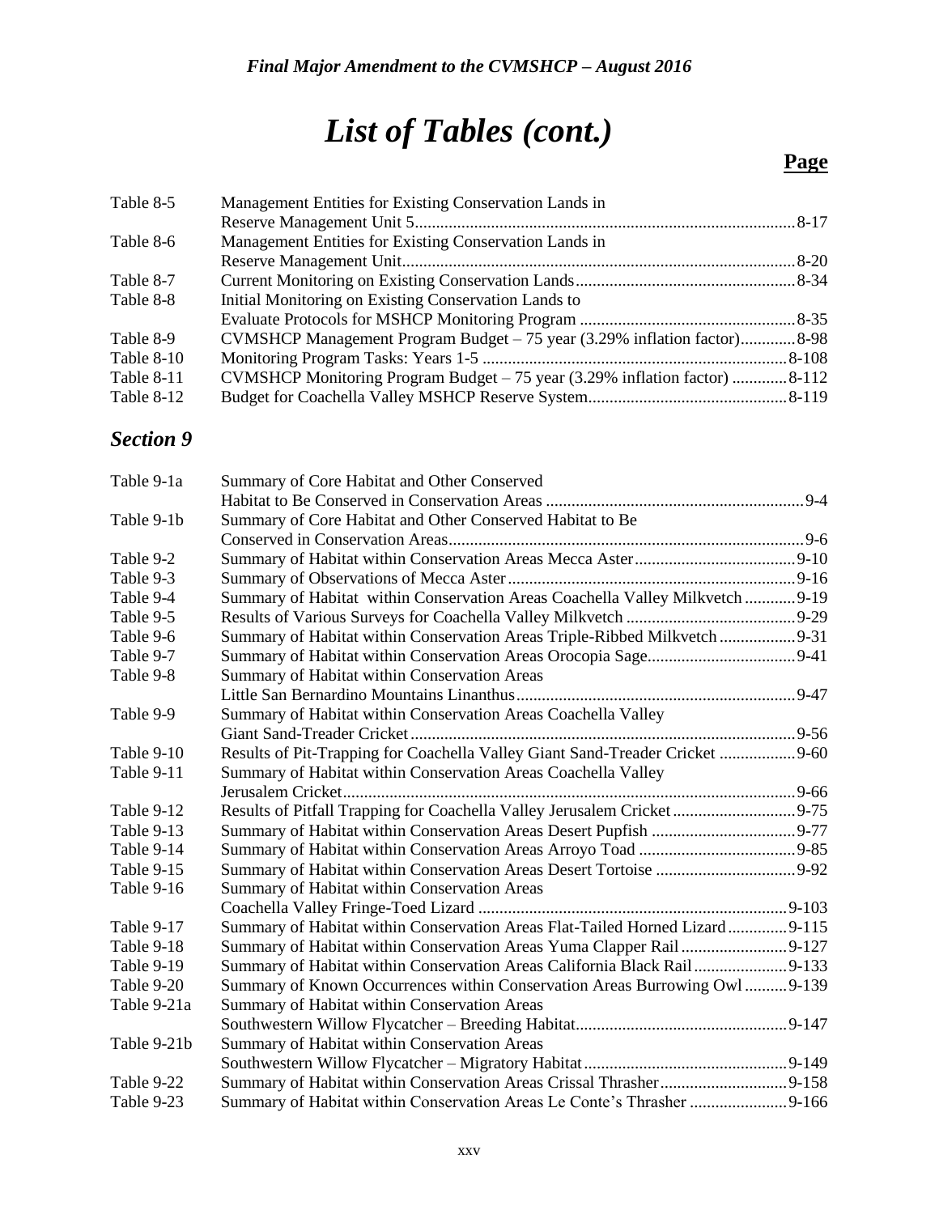# *List of Tables (cont.)*

**Page**

| | | |
|---|---|---|
| Table 8-5 | Management Entities for Existing Conservation Lands in Reserve Management Unit 5 | 8-17 |
| Table 8-6 | Management Entities for Existing Conservation Lands in Reserve Management Unit | 8-20 |
| Table 8-7 | Current Monitoring on Existing Conservation Lands | 8-34 |
| Table 8-8 | Initial Monitoring on Existing Conservation Lands to Evaluate Protocols for MSHCP Monitoring Program | 8-35 |
| Table 8-9 | CVMSHCP Management Program Budget – 75 year (3.29% inflation factor) | 8-98 |
| Table 8-10 | Monitoring Program Tasks: Years 1-5 | 8-108 |
| Table 8-11 | CVMSHCP Monitoring Program Budget – 75 year (3.29% inflation factor) | 8-112 |
| Table 8-12 | Budget for Coachella Valley MSHCP Reserve System | 8-119 |

## *Section 9*

| | | |
|---|---|---|
| Table 9-1a | Summary of Core Habitat and Other Conserved Habitat to Be Conserved in Conservation Areas | 9-4 |
| Table 9-1b | Summary of Core Habitat and Other Conserved Habitat to Be Conserved in Conservation Areas | 9-6 |
| Table 9-2 | Summary of Habitat within Conservation Areas Mecca Aster | 9-10 |
| Table 9-3 | Summary of Observations of Mecca Aster | 9-16 |
| Table 9-4 | Summary of Habitat within Conservation Areas Coachella Valley Milkvetch | 9-19 |
| Table 9-5 | Results of Various Surveys for Coachella Valley Milkvetch | 9-29 |
| Table 9-6 | Summary of Habitat within Conservation Areas Triple-Ribbed Milkvetch | 9-31 |
| Table 9-7 | Summary of Habitat within Conservation Areas Orocopia Sage | 9-41 |
| Table 9-8 | Summary of Habitat within Conservation Areas Little San Bernardino Mountains Linanthus | 9-47 |
| Table 9-9 | Summary of Habitat within Conservation Areas Coachella Valley Giant Sand-Treader Cricket | 9-56 |
| Table 9-10 | Results of Pit-Trapping for Coachella Valley Giant Sand-Treader Cricket | 9-60 |
| Table 9-11 | Summary of Habitat within Conservation Areas Coachella Valley Jerusalem Cricket | 9-66 |
| Table 9-12 | Results of Pitfall Trapping for Coachella Valley Jerusalem Cricket | 9-75 |
| Table 9-13 | Summary of Habitat within Conservation Areas Desert Pupfish | 9-77 |
| Table 9-14 | Summary of Habitat within Conservation Areas Arroyo Toad | 9-85 |
| Table 9-15 | Summary of Habitat within Conservation Areas Desert Tortoise | 9-92 |
| Table 9-16 | Summary of Habitat within Conservation Areas Coachella Valley Fringe-Toed Lizard | 9-103 |
| Table 9-17 | Summary of Habitat within Conservation Areas Flat-Tailed Horned Lizard | 9-115 |
| Table 9-18 | Summary of Habitat within Conservation Areas Yuma Clapper Rail | 9-127 |
| Table 9-19 | Summary of Habitat within Conservation Areas California Black Rail | 9-133 |
| Table 9-20 | Summary of Known Occurrences within Conservation Areas Burrowing Owl | 9-139 |
| Table 9-21a | Summary of Habitat within Conservation Areas Southwestern Willow Flycatcher – Breeding Habitat | 9-147 |
| Table 9-21b | Summary of Habitat within Conservation Areas Southwestern Willow Flycatcher – Migratory Habitat | 9-149 |
| Table 9-22 | Summary of Habitat within Conservation Areas Crissal Thrasher | 9-158 |
| Table 9-23 | Summary of Habitat within Conservation Areas Le Conte's Thrasher | 9-166 |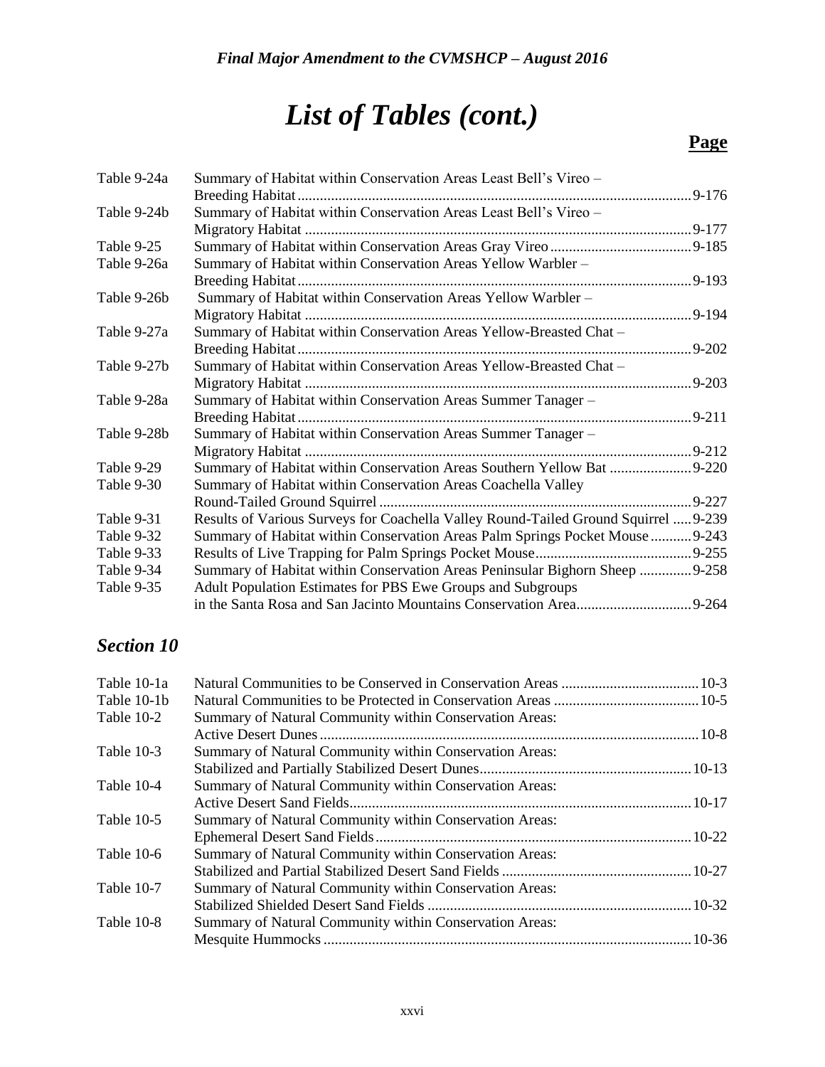# List of Tables (cont.)

| | | Page |
|---|---|---|
| Table 9-24a | Summary of Habitat within Conservation Areas Least Bell's Vireo – Breeding Habitat | 9-176 |
| Table 9-24b | Summary of Habitat within Conservation Areas Least Bell's Vireo – Migratory Habitat | 9-177 |
| Table 9-25 | Summary of Habitat within Conservation Areas Gray Vireo | 9-185 |
| Table 9-26a | Summary of Habitat within Conservation Areas Yellow Warbler – Breeding Habitat | 9-193 |
| Table 9-26b | Summary of Habitat within Conservation Areas Yellow Warbler – Migratory Habitat | 9-194 |
| Table 9-27a | Summary of Habitat within Conservation Areas Yellow-Breasted Chat – Breeding Habitat | 9-202 |
| Table 9-27b | Summary of Habitat within Conservation Areas Yellow-Breasted Chat – Migratory Habitat | 9-203 |
| Table 9-28a | Summary of Habitat within Conservation Areas Summer Tanager – Breeding Habitat | 9-211 |
| Table 9-28b | Summary of Habitat within Conservation Areas Summer Tanager – Migratory Habitat | 9-212 |
| Table 9-29 | Summary of Habitat within Conservation Areas Southern Yellow Bat | 9-220 |
| Table 9-30 | Summary of Habitat within Conservation Areas Coachella Valley Round-Tailed Ground Squirrel | 9-227 |
| Table 9-31 | Results of Various Surveys for Coachella Valley Round-Tailed Ground Squirrel | 9-239 |
| Table 9-32 | Summary of Habitat within Conservation Areas Palm Springs Pocket Mouse | 9-243 |
| Table 9-33 | Results of Live Trapping for Palm Springs Pocket Mouse | 9-255 |
| Table 9-34 | Summary of Habitat within Conservation Areas Peninsular Bighorn Sheep | 9-258 |
| Table 9-35 | Adult Population Estimates for PBS Ewe Groups and Subgroups in the Santa Rosa and San Jacinto Mountains Conservation Area | 9-264 |

## Section 10

| | | |
|---|---|---|
| Table 10-1a | Natural Communities to be Conserved in Conservation Areas | 10-3 |
| Table 10-1b | Natural Communities to be Protected in Conservation Areas | 10-5 |
| Table 10-2 | Summary of Natural Community within Conservation Areas: Active Desert Dunes | 10-8 |
| Table 10-3 | Summary of Natural Community within Conservation Areas: Stabilized and Partially Stabilized Desert Dunes | 10-13 |
| Table 10-4 | Summary of Natural Community within Conservation Areas: Active Desert Sand Fields | 10-17 |
| Table 10-5 | Summary of Natural Community within Conservation Areas: Ephemeral Desert Sand Fields | 10-22 |
| Table 10-6 | Summary of Natural Community within Conservation Areas: Stabilized and Partial Stabilized Desert Sand Fields | 10-27 |
| Table 10-7 | Summary of Natural Community within Conservation Areas: Stabilized Shielded Desert Sand Fields | 10-32 |
| Table 10-8 | Summary of Natural Community within Conservation Areas: Mesquite Hummocks | 10-36 |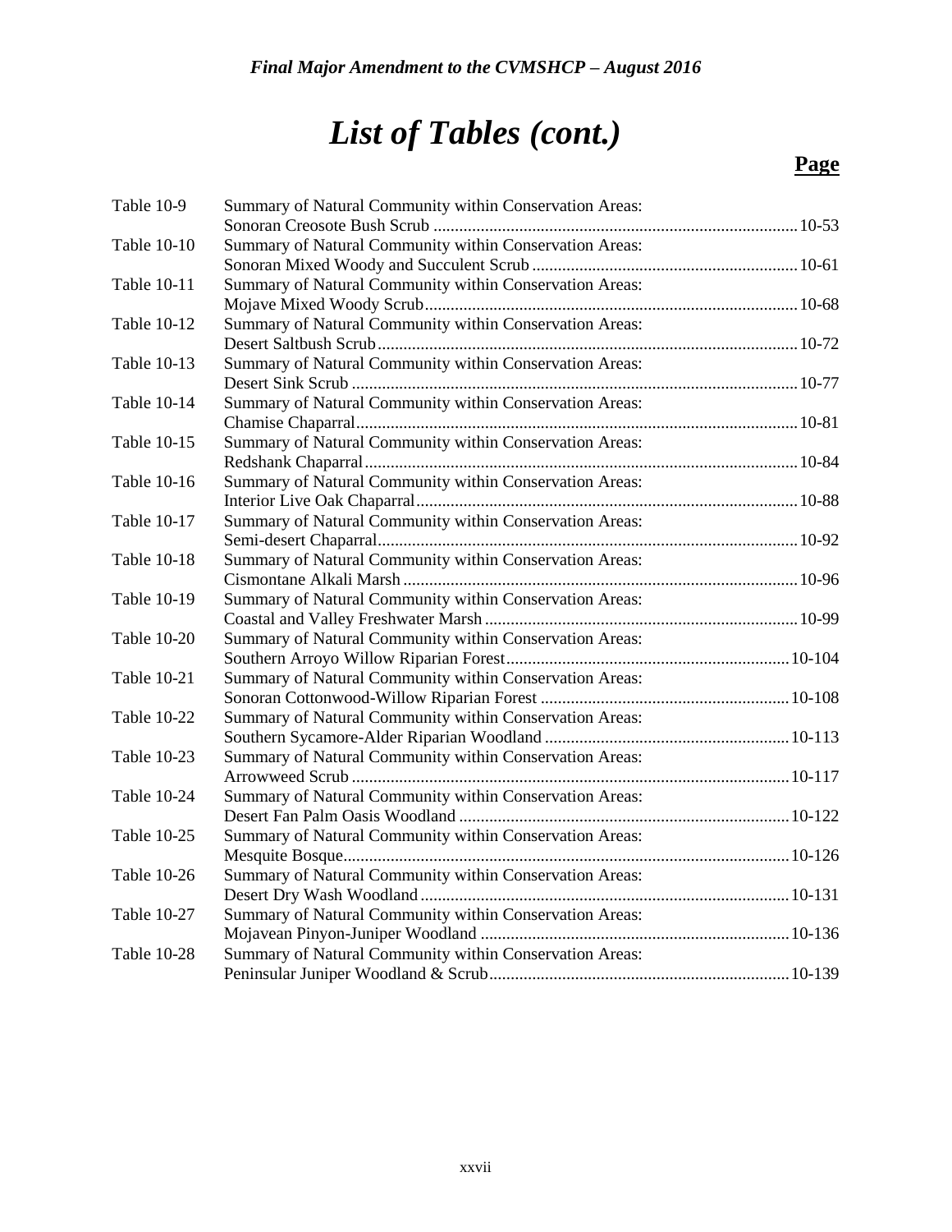# *List of Tables (cont.)*

| | | **Page** |
|---|---|---|
| Table 10-9 | Summary of Natural Community within Conservation Areas: Sonoran Creosote Bush Scrub | 10-53 |
| Table 10-10 | Summary of Natural Community within Conservation Areas: Sonoran Mixed Woody and Succulent Scrub | 10-61 |
| Table 10-11 | Summary of Natural Community within Conservation Areas: Mojave Mixed Woody Scrub | 10-68 |
| Table 10-12 | Summary of Natural Community within Conservation Areas: Desert Saltbush Scrub | 10-72 |
| Table 10-13 | Summary of Natural Community within Conservation Areas: Desert Sink Scrub | 10-77 |
| Table 10-14 | Summary of Natural Community within Conservation Areas: Chamise Chaparral | 10-81 |
| Table 10-15 | Summary of Natural Community within Conservation Areas: Redshank Chaparral | 10-84 |
| Table 10-16 | Summary of Natural Community within Conservation Areas: Interior Live Oak Chaparral | 10-88 |
| Table 10-17 | Summary of Natural Community within Conservation Areas: Semi-desert Chaparral | 10-92 |
| Table 10-18 | Summary of Natural Community within Conservation Areas: Cismontane Alkali Marsh | 10-96 |
| Table 10-19 | Summary of Natural Community within Conservation Areas: Coastal and Valley Freshwater Marsh | 10-99 |
| Table 10-20 | Summary of Natural Community within Conservation Areas: Southern Arroyo Willow Riparian Forest | 10-104 |
| Table 10-21 | Summary of Natural Community within Conservation Areas: Sonoran Cottonwood-Willow Riparian Forest | 10-108 |
| Table 10-22 | Summary of Natural Community within Conservation Areas: Southern Sycamore-Alder Riparian Woodland | 10-113 |
| Table 10-23 | Summary of Natural Community within Conservation Areas: Arrowweed Scrub | 10-117 |
| Table 10-24 | Summary of Natural Community within Conservation Areas: Desert Fan Palm Oasis Woodland | 10-122 |
| Table 10-25 | Summary of Natural Community within Conservation Areas: Mesquite Bosque | 10-126 |
| Table 10-26 | Summary of Natural Community within Conservation Areas: Desert Dry Wash Woodland | 10-131 |
| Table 10-27 | Summary of Natural Community within Conservation Areas: Mojavean Pinyon-Juniper Woodland | 10-136 |
| Table 10-28 | Summary of Natural Community within Conservation Areas: Peninsular Juniper Woodland & Scrub | 10-139 |